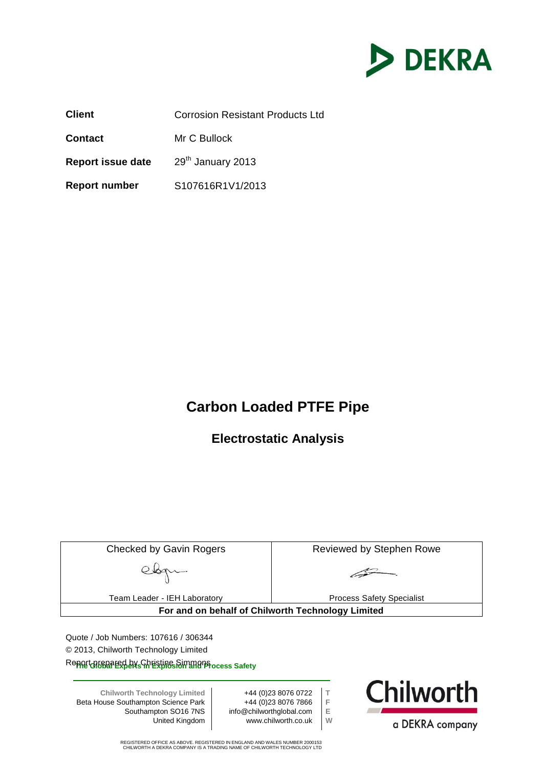| | |
|---|---|
| **Client** | Corrosion Resistant Products Ltd |
| **Contact** | Mr C Bullock |
| **Report issue date** | 29th January 2013 |
| **Report number** | S107616R1V1/2013 |

# Carbon Loaded PTFE Pipe

## Electrostatic Analysis

| Checked by Gavin Rogers | Reviewed by Stephen Rowe |
|---|---|
| Team Leader - IEH Laboratory | Process Safety Specialist |
| **For and on behalf of Chilworth Technology Limited** | |

Quote / Job Numbers: 107616 / 306344

© 2013, Chilworth Technology Limited

Report prepared by Christine Simmons

**The Global Experts in Explosion and Process Safety**

**Chilworth Technology Limited**
Beta House Southampton Science Park
Southampton SO16 7NS
United Kingdom

T +44 (0)23 8076 0722
F +44 (0)23 8076 7866
E info@chilworthglobal.com
W www.chilworth.co.uk

Chilworth
a DEKRA company

REGISTERED OFFICE AS ABOVE. REGISTERED IN ENGLAND AND WALES NUMBER 2000153
CHILWORTH A DEKRA COMPANY IS A TRADING NAME OF CHILWORTH TECHNOLOGY LTD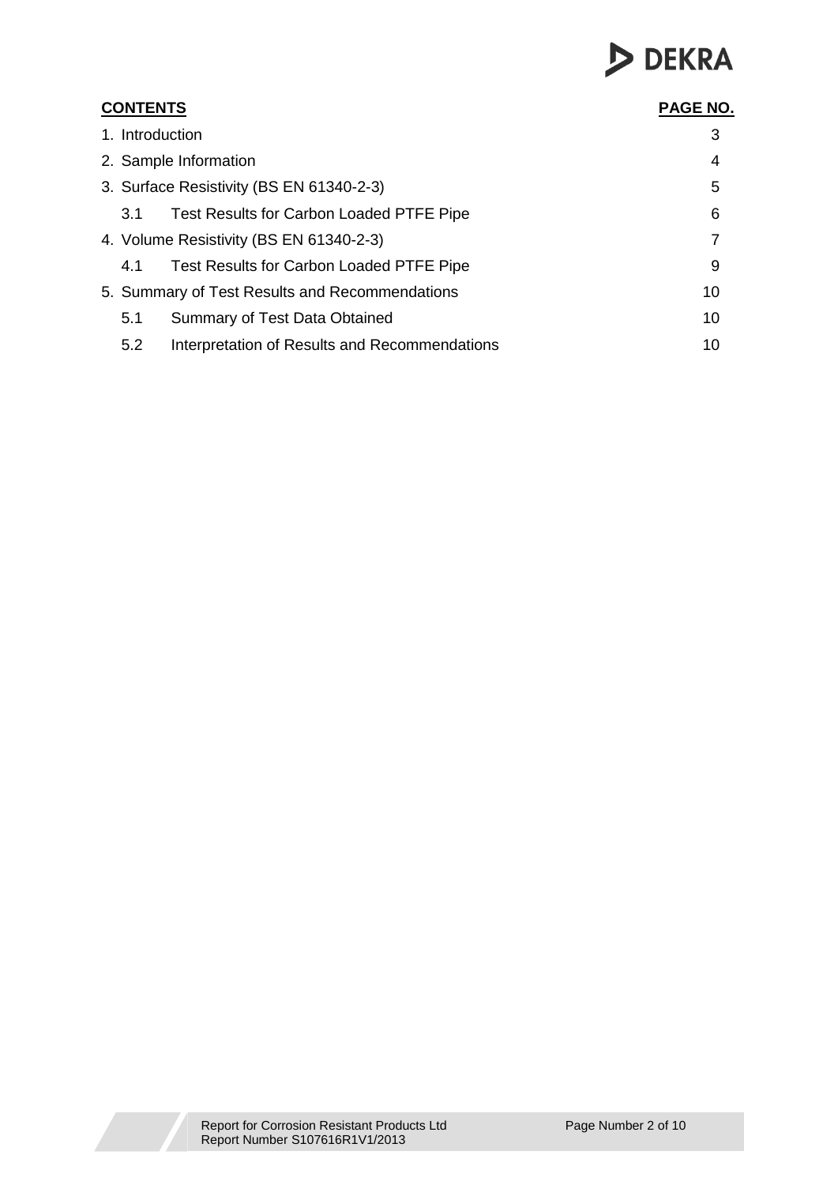| **CONTENTS** | | **PAGE NO.** |
|---|---|---|
| 1. Introduction | | 3 |
| 2. Sample Information | | 4 |
| 3. Surface Resistivity (BS EN 61340-2-3) | | 5 |
| 3.1 | Test Results for Carbon Loaded PTFE Pipe | 6 |
| 4. Volume Resistivity (BS EN 61340-2-3) | | 7 |
| 4.1 | Test Results for Carbon Loaded PTFE Pipe | 9 |
| 5. Summary of Test Results and Recommendations | | 10 |
| 5.1 | Summary of Test Data Obtained | 10 |
| 5.2 | Interpretation of Results and Recommendations | 10 |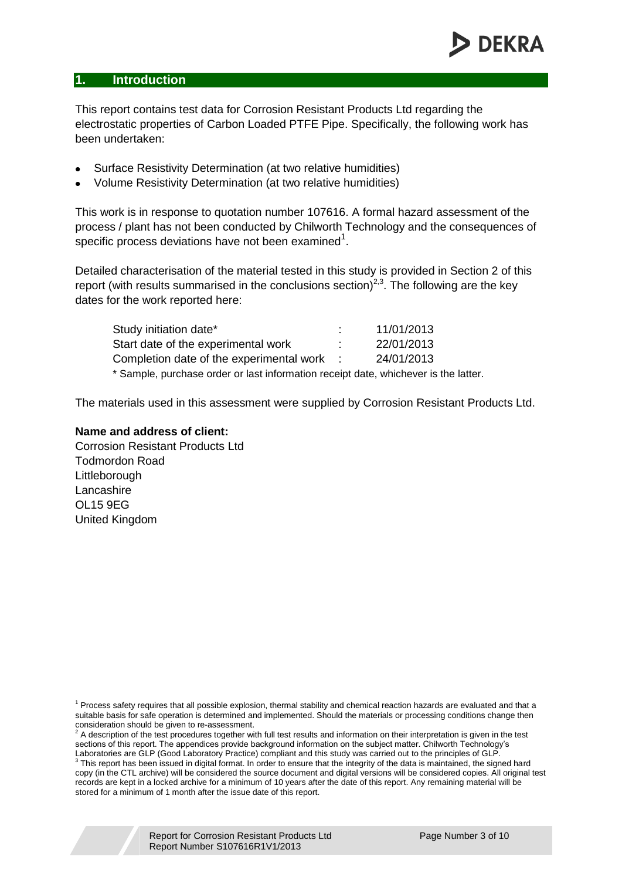## 1. Introduction

This report contains test data for Corrosion Resistant Products Ltd regarding the electrostatic properties of Carbon Loaded PTFE Pipe. Specifically, the following work has been undertaken:

- Surface Resistivity Determination (at two relative humidities)
- Volume Resistivity Determination (at two relative humidities)

This work is in response to quotation number 107616. A formal hazard assessment of the process / plant has not been conducted by Chilworth Technology and the consequences of specific process deviations have not been examined[1].

Detailed characterisation of the material tested in this study is provided in Section 2 of this report (with results summarised in the conclusions section)[2,3]. The following are the key dates for the work reported here:

| | | |
|---|---|---|
| Study initiation date* | : | 11/01/2013 |
| Start date of the experimental work | : | 22/01/2013 |
| Completion date of the experimental work | : | 24/01/2013 |

\* Sample, purchase order or last information receipt date, whichever is the latter.

The materials used in this assessment were supplied by Corrosion Resistant Products Ltd.

**Name and address of client:**
Corrosion Resistant Products Ltd
Todmordon Road
Littleborough
Lancashire
OL15 9EG
United Kingdom

[1] Process safety requires that all possible explosion, thermal stability and chemical reaction hazards are evaluated and that a suitable basis for safe operation is determined and implemented. Should the materials or processing conditions change then consideration should be given to re-assessment.

[2] A description of the test procedures together with full test results and information on their interpretation is given in the test sections of this report. The appendices provide background information on the subject matter. Chilworth Technology's Laboratories are GLP (Good Laboratory Practice) compliant and this study was carried out to the principles of GLP.

[3] This report has been issued in digital format. In order to ensure that the integrity of the data is maintained, the signed hard copy (in the CTL archive) will be considered the source document and digital versions will be considered copies. All original test records are kept in a locked archive for a minimum of 10 years after the date of this report. Any remaining material will be stored for a minimum of 1 month after the issue date of this report.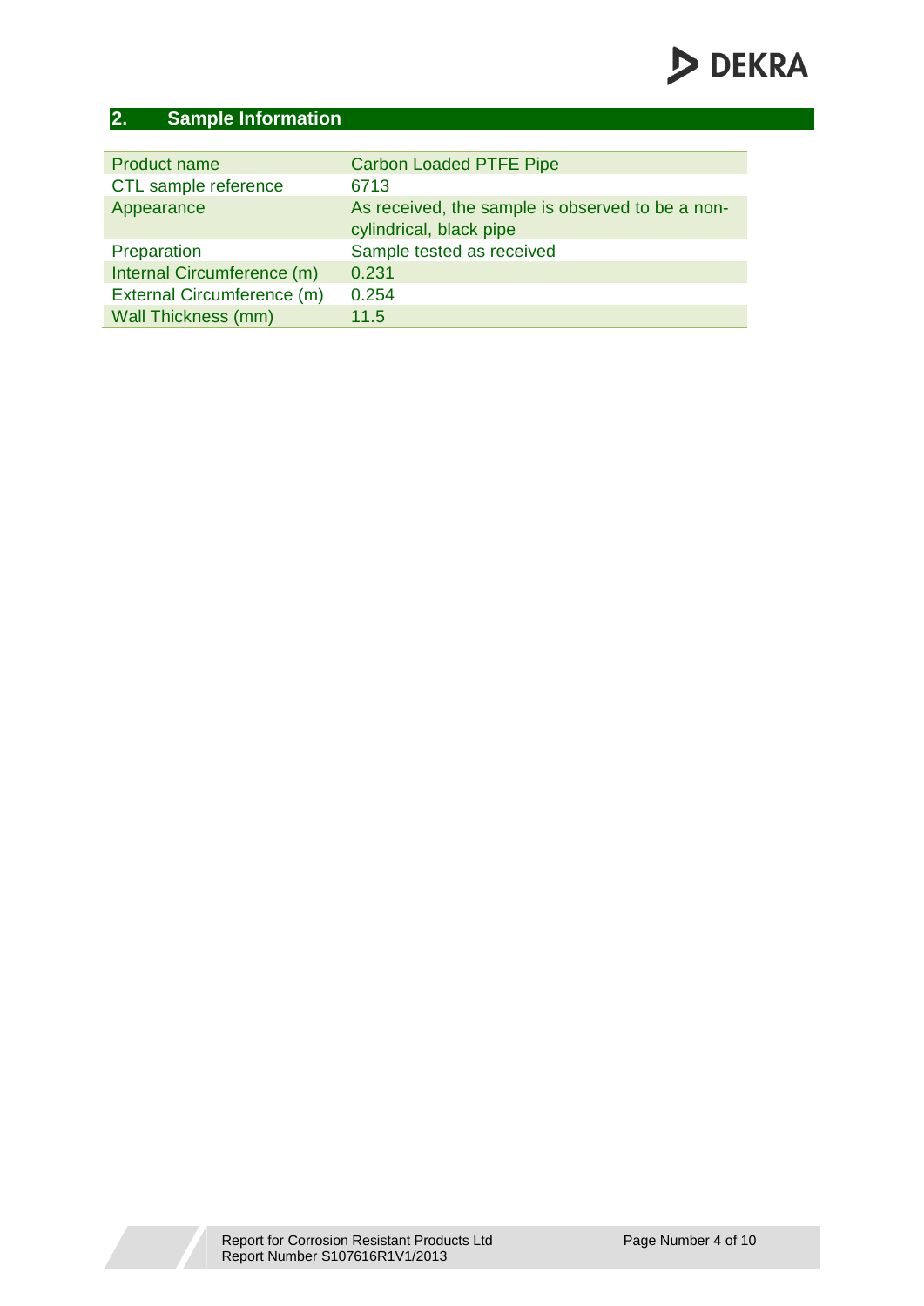## 2. Sample Information

| | |
|---|---|
| Product name | Carbon Loaded PTFE Pipe |
| CTL sample reference | 6713 |
| Appearance | As received, the sample is observed to be a non-cylindrical, black pipe |
| Preparation | Sample tested as received |
| Internal Circumference (m) | 0.231 |
| External Circumference (m) | 0.254 |
| Wall Thickness (mm) | 11.5 |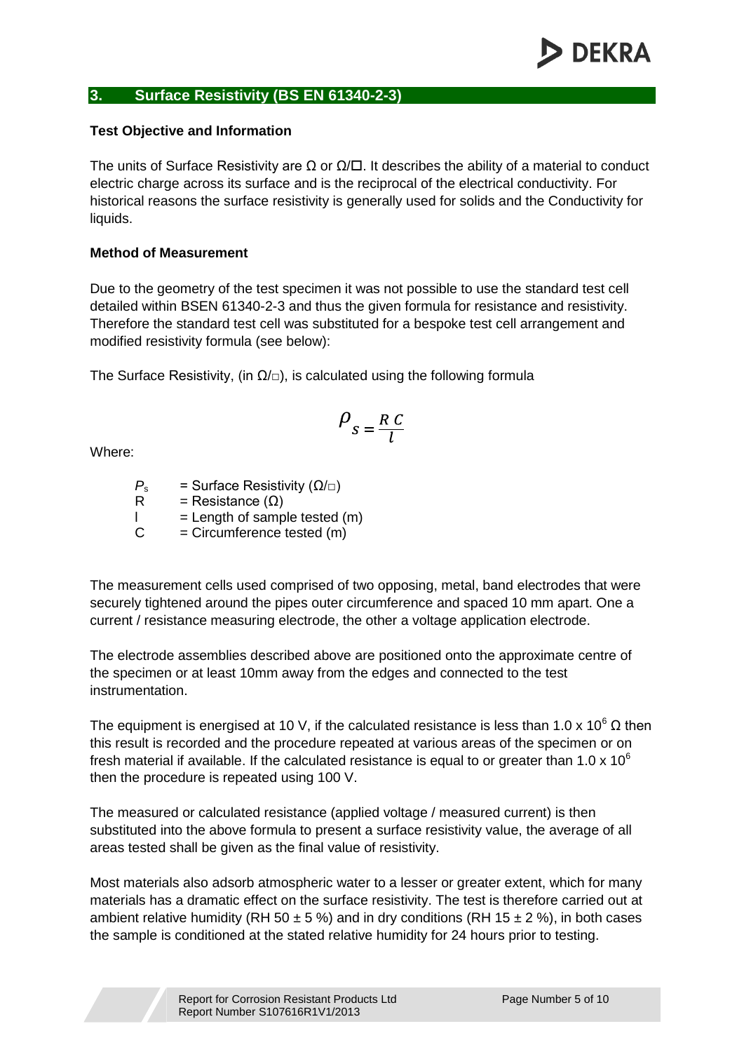## 3. Surface Resistivity (BS EN 61340-2-3)

**Test Objective and Information**

The units of Surface Resistivity are Ω or Ω/☐. It describes the ability of a material to conduct electric charge across its surface and is the reciprocal of the electrical conductivity. For historical reasons the surface resistivity is generally used for solids and the Conductivity for liquids.

**Method of Measurement**

Due to the geometry of the test specimen it was not possible to use the standard test cell detailed within BSEN 61340-2-3 and thus the given formula for resistance and resistivity. Therefore the standard test cell was substituted for a bespoke test cell arrangement and modified resistivity formula (see below):

The Surface Resistivity, (in Ω/□), is calculated using the following formula

$$\rho_s = \frac{R\,C}{l}$$

Where:

- $P_s$ = Surface Resistivity (Ω/□)
- R = Resistance (Ω)
- l = Length of sample tested (m)
- C = Circumference tested (m)

The measurement cells used comprised of two opposing, metal, band electrodes that were securely tightened around the pipes outer circumference and spaced 10 mm apart. One a current / resistance measuring electrode, the other a voltage application electrode.

The electrode assemblies described above are positioned onto the approximate centre of the specimen or at least 10mm away from the edges and connected to the test instrumentation.

The equipment is energised at 10 V, if the calculated resistance is less than $1.0 \times 10^6$ Ω then this result is recorded and the procedure repeated at various areas of the specimen or on fresh material if available. If the calculated resistance is equal to or greater than $1.0 \times 10^6$ then the procedure is repeated using 100 V.

The measured or calculated resistance (applied voltage / measured current) is then substituted into the above formula to present a surface resistivity value, the average of all areas tested shall be given as the final value of resistivity.

Most materials also adsorb atmospheric water to a lesser or greater extent, which for many materials has a dramatic effect on the surface resistivity. The test is therefore carried out at ambient relative humidity (RH 50 ± 5 %) and in dry conditions (RH 15 ± 2 %), in both cases the sample is conditioned at the stated relative humidity for 24 hours prior to testing.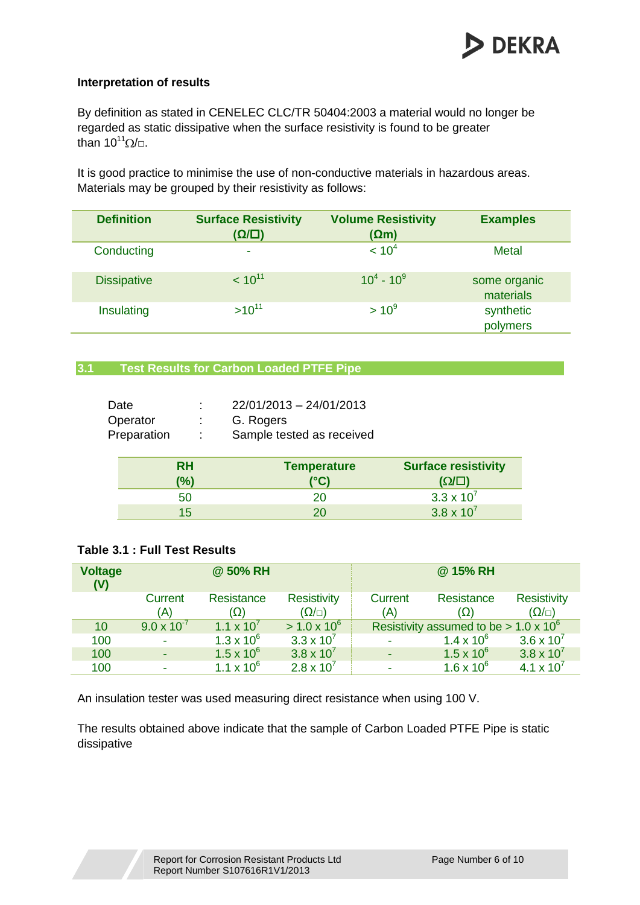**Interpretation of results**

By definition as stated in CENELEC CLC/TR 50404:2003 a material would no longer be regarded as static dissipative when the surface resistivity is found to be greater than $10^{11}\Omega/\square$.

It is good practice to minimise the use of non-conductive materials in hazardous areas. Materials may be grouped by their resistivity as follows:

| Definition | Surface Resistivity ($\Omega/\square$) | Volume Resistivity ($\Omega$m) | Examples |
|---|---|---|---|
| Conducting | - | $< 10^4$ | Metal |
| Dissipative | $< 10^{11}$ | $10^4$ - $10^9$ | some organic materials |
| Insulating | $>10^{11}$ | $> 10^9$ | synthetic polymers |

## 3.1 Test Results for Carbon Loaded PTFE Pipe

| | | |
|---|---|---|
| Date | : | 22/01/2013 – 24/01/2013 |
| Operator | : | G. Rogers |
| Preparation | : | Sample tested as received |

| RH (%) | Temperature (°C) | Surface resistivity ($\Omega/\square$) |
|---|---|---|
| 50 | 20 | $3.3 \times 10^7$ |
| 15 | 20 | $3.8 \times 10^7$ |

**Table 3.1 : Full Test Results**

| Voltage (V) | @ 50% RH | | | @ 15% RH | | |
|---|---|---|---|---|---|---|
| | Current (A) | Resistance ($\Omega$) | Resistivity ($\Omega/\square$) | Current (A) | Resistance ($\Omega$) | Resistivity ($\Omega/\square$) |
| 10 | $9.0 \times 10^{-7}$ | $1.1 \times 10^7$ | $> 1.0 \times 10^6$ | Resistivity assumed to be $> 1.0 \times 10^6$ | | |
| 100 | - | $1.3 \times 10^6$ | $3.3 \times 10^7$ | - | $1.4 \times 10^6$ | $3.6 \times 10^7$ |
| 100 | - | $1.5 \times 10^6$ | $3.8 \times 10^7$ | - | $1.5 \times 10^6$ | $3.8 \times 10^7$ |
| 100 | - | $1.1 \times 10^6$ | $2.8 \times 10^7$ | - | $1.6 \times 10^6$ | $4.1 \times 10^7$ |

An insulation tester was used measuring direct resistance when using 100 V.

The results obtained above indicate that the sample of Carbon Loaded PTFE Pipe is static dissipative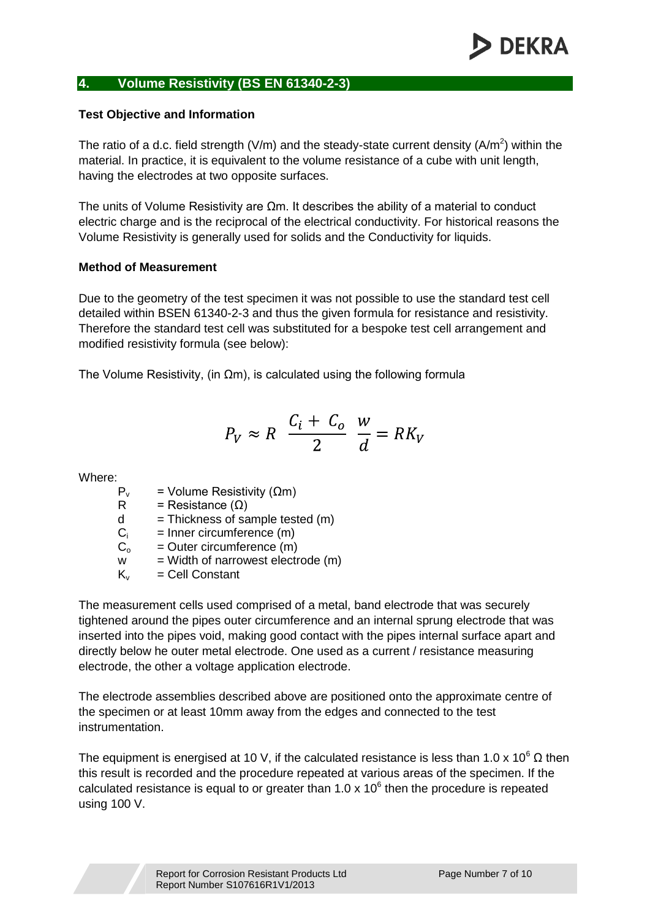## 4. Volume Resistivity (BS EN 61340-2-3)

**Test Objective and Information**

The ratio of a d.c. field strength (V/m) and the steady-state current density ($A/m^2$) within the material. In practice, it is equivalent to the volume resistance of a cube with unit length, having the electrodes at two opposite surfaces.

The units of Volume Resistivity are Ωm. It describes the ability of a material to conduct electric charge and is the reciprocal of the electrical conductivity. For historical reasons the Volume Resistivity is generally used for solids and the Conductivity for liquids.

**Method of Measurement**

Due to the geometry of the test specimen it was not possible to use the standard test cell detailed within BSEN 61340-2-3 and thus the given formula for resistance and resistivity. Therefore the standard test cell was substituted for a bespoke test cell arrangement and modified resistivity formula (see below):

The Volume Resistivity, (in Ωm), is calculated using the following formula

$$P_V \approx R \;\; \frac{C_i + C_o}{2} \;\; \frac{w}{d} = RK_V$$

Where:

- $P_v$ = Volume Resistivity (Ωm)
- R = Resistance (Ω)
- d = Thickness of sample tested (m)
- $C_i$ = Inner circumference (m)
- $C_o$ = Outer circumference (m)
- w = Width of narrowest electrode (m)
- $K_v$ = Cell Constant

The measurement cells used comprised of a metal, band electrode that was securely tightened around the pipes outer circumference and an internal sprung electrode that was inserted into the pipes void, making good contact with the pipes internal surface apart and directly below he outer metal electrode. One used as a current / resistance measuring electrode, the other a voltage application electrode.

The electrode assemblies described above are positioned onto the approximate centre of the specimen or at least 10mm away from the edges and connected to the test instrumentation.

The equipment is energised at 10 V, if the calculated resistance is less than $1.0 \times 10^6$ Ω then this result is recorded and the procedure repeated at various areas of the specimen. If the calculated resistance is equal to or greater than $1.0 \times 10^6$ then the procedure is repeated using 100 V.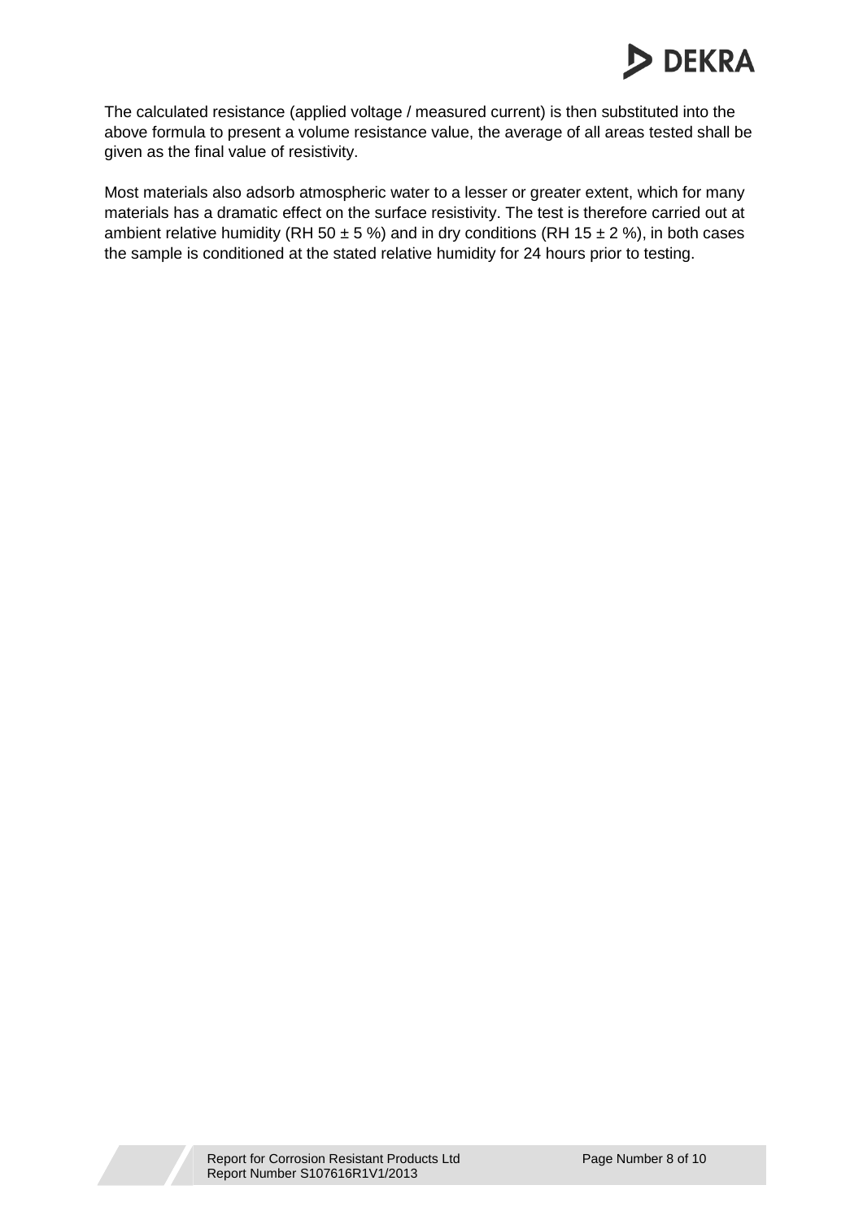The calculated resistance (applied voltage / measured current) is then substituted into the above formula to present a volume resistance value, the average of all areas tested shall be given as the final value of resistivity.

Most materials also adsorb atmospheric water to a lesser or greater extent, which for many materials has a dramatic effect on the surface resistivity. The test is therefore carried out at ambient relative humidity (RH 50 ± 5 %) and in dry conditions (RH 15 ± 2 %), in both cases the sample is conditioned at the stated relative humidity for 24 hours prior to testing.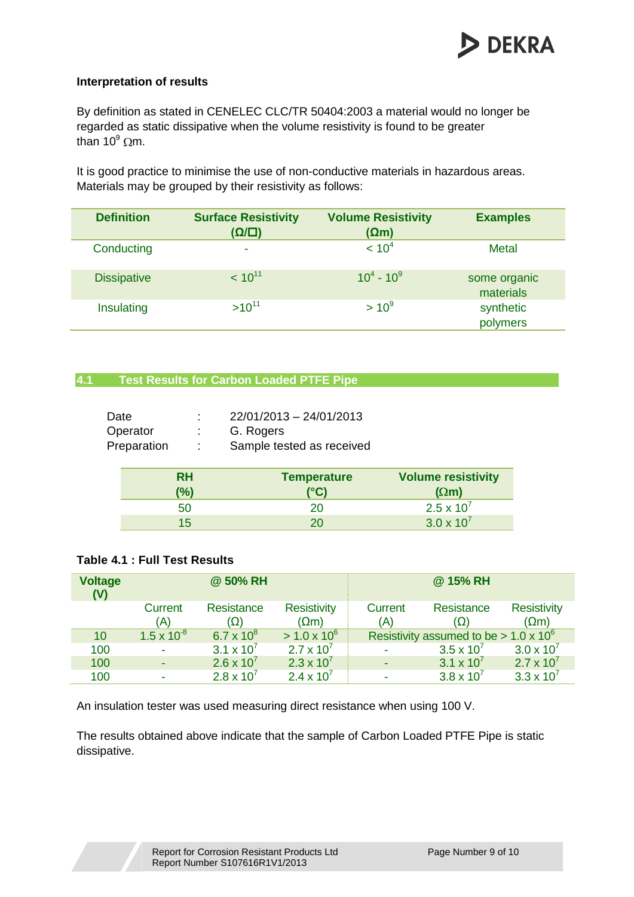**Interpretation of results**

By definition as stated in CENELEC CLC/TR 50404:2003 a material would no longer be regarded as static dissipative when the volume resistivity is found to be greater than $10^9$ Ωm.

It is good practice to minimise the use of non-conductive materials in hazardous areas. Materials may be grouped by their resistivity as follows:

| Definition | Surface Resistivity (Ω/☐) | Volume Resistivity (Ωm) | Examples |
|---|---|---|---|
| Conducting | - | $< 10^4$ | Metal |
| Dissipative | $< 10^{11}$ | $10^4$ - $10^9$ | some organic materials |
| Insulating | $> 10^{11}$ | $> 10^9$ | synthetic polymers |

## 4.1 Test Results for Carbon Loaded PTFE Pipe

Date : 22/01/2013 – 24/01/2013
Operator : G. Rogers
Preparation : Sample tested as received

| RH (%) | Temperature (°C) | Volume resistivity (Ωm) |
|---|---|---|
| 50 | 20 | $2.5 \times 10^7$ |
| 15 | 20 | $3.0 \times 10^7$ |

**Table 4.1 : Full Test Results**

| Voltage (V) | @ 50% RH | | | @ 15% RH | | |
|---|---|---|---|---|---|---|
| | Current (A) | Resistance (Ω) | Resistivity (Ωm) | Current (A) | Resistance (Ω) | Resistivity (Ωm) |
| 10 | $1.5 \times 10^{-8}$ | $6.7 \times 10^8$ | $> 1.0 \times 10^6$ | Resistivity assumed to be $> 1.0 \times 10^6$ | | |
| 100 | - | $3.1 \times 10^7$ | $2.7 \times 10^7$ | - | $3.5 \times 10^7$ | $3.0 \times 10^7$ |
| 100 | - | $2.6 \times 10^7$ | $2.3 \times 10^7$ | - | $3.1 \times 10^7$ | $2.7 \times 10^7$ |
| 100 | - | $2.8 \times 10^7$ | $2.4 \times 10^7$ | - | $3.8 \times 10^7$ | $3.3 \times 10^7$ |

An insulation tester was used measuring direct resistance when using 100 V.

The results obtained above indicate that the sample of Carbon Loaded PTFE Pipe is static dissipative.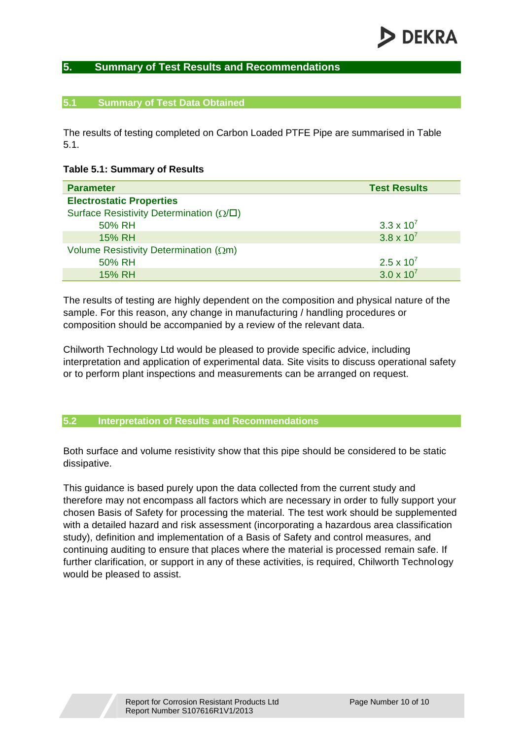## 5. Summary of Test Results and Recommendations

### 5.1 Summary of Test Data Obtained

The results of testing completed on Carbon Loaded PTFE Pipe are summarised in Table 5.1.

**Table 5.1: Summary of Results**

| Parameter | Test Results |
|---|---|
| **Electrostatic Properties** | |
| Surface Resistivity Determination (Ω/☐) | |
| 50% RH | $3.3 \times 10^7$ |
| 15% RH | $3.8 \times 10^7$ |
| Volume Resistivity Determination (Ωm) | |
| 50% RH | $2.5 \times 10^7$ |
| 15% RH | $3.0 \times 10^7$ |

The results of testing are highly dependent on the composition and physical nature of the sample. For this reason, any change in manufacturing / handling procedures or composition should be accompanied by a review of the relevant data.

Chilworth Technology Ltd would be pleased to provide specific advice, including interpretation and application of experimental data. Site visits to discuss operational safety or to perform plant inspections and measurements can be arranged on request.

### 5.2 Interpretation of Results and Recommendations

Both surface and volume resistivity show that this pipe should be considered to be static dissipative.

This guidance is based purely upon the data collected from the current study and therefore may not encompass all factors which are necessary in order to fully support your chosen Basis of Safety for processing the material. The test work should be supplemented with a detailed hazard and risk assessment (incorporating a hazardous area classification study), definition and implementation of a Basis of Safety and control measures, and continuing auditing to ensure that places where the material is processed remain safe. If further clarification, or support in any of these activities, is required, Chilworth Technology would be pleased to assist.